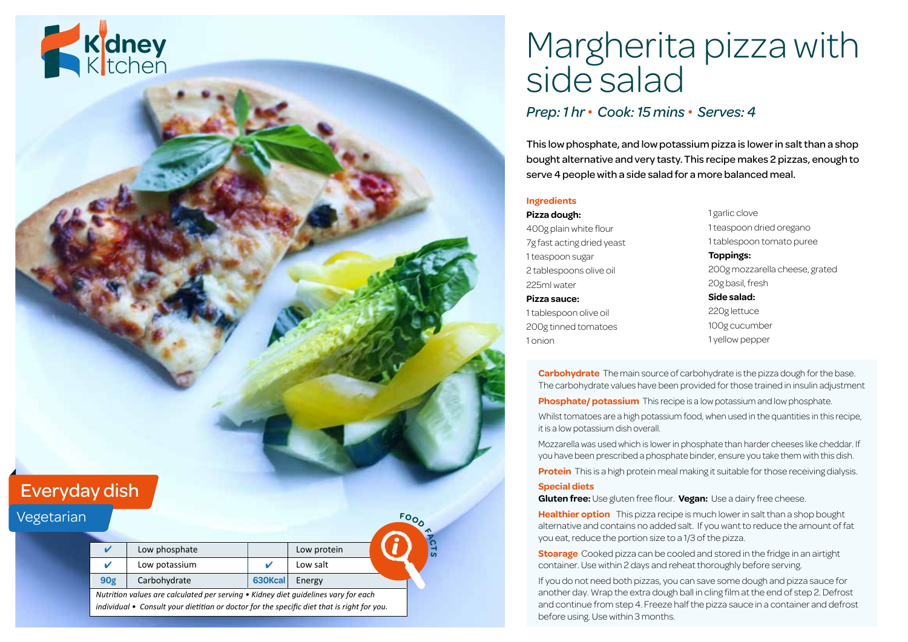Kidney Kitchen

# Margherita pizza with side salad

*Prep: 1 hr • Cook: 15 mins • Serves: 4*

This low phosphate, and low potassium pizza is lower in salt than a shop bought alternative and very tasty. This recipe makes 2 pizzas, enough to serve 4 people with a side salad for a more balanced meal.

## Ingredients

**Pizza dough:**
400g plain white flour
7g fast acting dried yeast
1 teaspoon sugar
2 tablespoons olive oil
225ml water

**Pizza sauce:**
1 tablespoon olive oil
200g tinned tomatoes
1 onion
1 garlic clove
1 teaspoon dried oregano
1 tablespoon tomato puree

**Toppings:**
200g mozzarella cheese, grated
20g basil, fresh

**Side salad:**
220g lettuce
100g cucumber
1 yellow pepper

Everyday dish

Vegetarian

| | | | |
|---|---|---|---|
| ✔ | Low phosphate | | Low protein |
| ✔ | Low potassium | ✔ | Low salt |
| 90g | Carbohydrate | 630Kcal | Energy |

*Nutrition values are calculated per serving • Kidney diet guidelines vary for each individual • Consult your dietitian or doctor for the specific diet that is right for you.*

FOOD FACTS

**Carbohydrate** The main source of carbohydrate is the pizza dough for the base. The carbohydrate values have been provided for those trained in insulin adjustment

**Phosphate/ potassium** This recipe is a low potassium and low phosphate.

Whilst tomatoes are a high potassium food, when used in the quantities in this recipe, it is a low potassium dish overall.

Mozzarella was used which is lower in phosphate than harder cheeses like cheddar. If you have been prescribed a phosphate binder, ensure you take them with this dish.

**Protein** This is a high protein meal making it suitable for those receiving dialysis.

**Special diets**

**Gluten free:** Use gluten free flour. **Vegan:** Use a dairy free cheese.

**Healthier option** This pizza recipe is much lower in salt than a shop bought alternative and contains no added salt. If you want to reduce the amount of fat you eat, reduce the portion size to a 1/3 of the pizza.

**Stoarage** Cooked pizza can be cooled and stored in the fridge in an airtight container. Use within 2 days and reheat thoroughly before serving.

If you do not need both pizzas, you can save some dough and pizza sauce for another day. Wrap the extra dough ball in cling film at the end of step 2. Defrost and continue from step 4. Freeze half the pizza sauce in a container and defrost before using. Use within 3 months.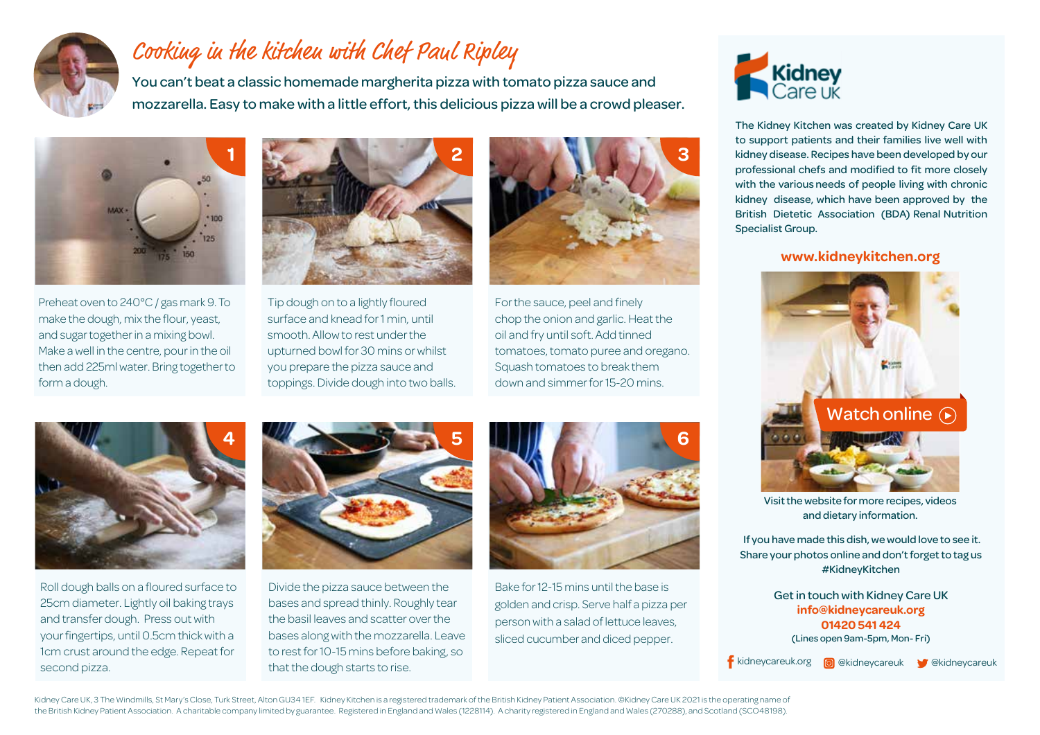# Cooking in the kitchen with Chef Paul Ripley

You can't beat a classic homemade margherita pizza with tomato pizza sauce and mozzarella. Easy to make with a little effort, this delicious pizza will be a crowd pleaser.

**1**

Preheat oven to 240°C / gas mark 9. To make the dough, mix the flour, yeast, and sugar together in a mixing bowl. Make a well in the centre, pour in the oil then add 225ml water. Bring together to form a dough.

**2**

Tip dough on to a lightly floured surface and knead for 1 min, until smooth. Allow to rest under the upturned bowl for 30 mins or whilst you prepare the pizza sauce and toppings. Divide dough into two balls.

**3**

For the sauce, peel and finely chop the onion and garlic. Heat the oil and fry until soft. Add tinned tomatoes, tomato puree and oregano. Squash tomatoes to break them down and simmer for 15-20 mins.

**4**

Roll dough balls on a floured surface to 25cm diameter. Lightly oil baking trays and transfer dough. Press out with your fingertips, until 0.5cm thick with a 1cm crust around the edge. Repeat for second pizza.

**5**

Divide the pizza sauce between the bases and spread thinly. Roughly tear the basil leaves and scatter over the bases along with the mozzarella. Leave to rest for 10-15 mins before baking, so that the dough starts to rise.

**6**

Bake for 12-15 mins until the base is golden and crisp. Serve half a pizza per person with a salad of lettuce leaves, sliced cucumber and diced pepper.

## Kidney Care UK

The Kidney Kitchen was created by Kidney Care UK to support patients and their families live well with kidney disease. Recipes have been developed by our professional chefs and modified to fit more closely with the various needs of people living with chronic kidney disease, which have been approved by the British Dietetic Association (BDA) Renal Nutrition Specialist Group.

**www.kidneykitchen.org**

Watch online

Visit the website for more recipes, videos and dietary information.

If you have made this dish, we would love to see it. Share your photos online and don't forget to tag us #KidneyKitchen

Get in touch with Kidney Care UK
**info@kidneycareuk.org**
**01420 541 424**
(Lines open 9am-5pm, Mon- Fri)

kidneycareuk.org @kidneycareuk @kidneycareuk

Kidney Care UK, 3 The Windmills, St Mary's Close, Turk Street, Alton GU34 1EF. Kidney Kitchen is a registered trademark of the British Kidney Patient Association. ©Kidney Care UK 2021 is the operating name of the British Kidney Patient Association. A charitable company limited by guarantee. Registered in England and Wales (1228114). A charity registered in England and Wales (270288), and Scotland (SCO48198).